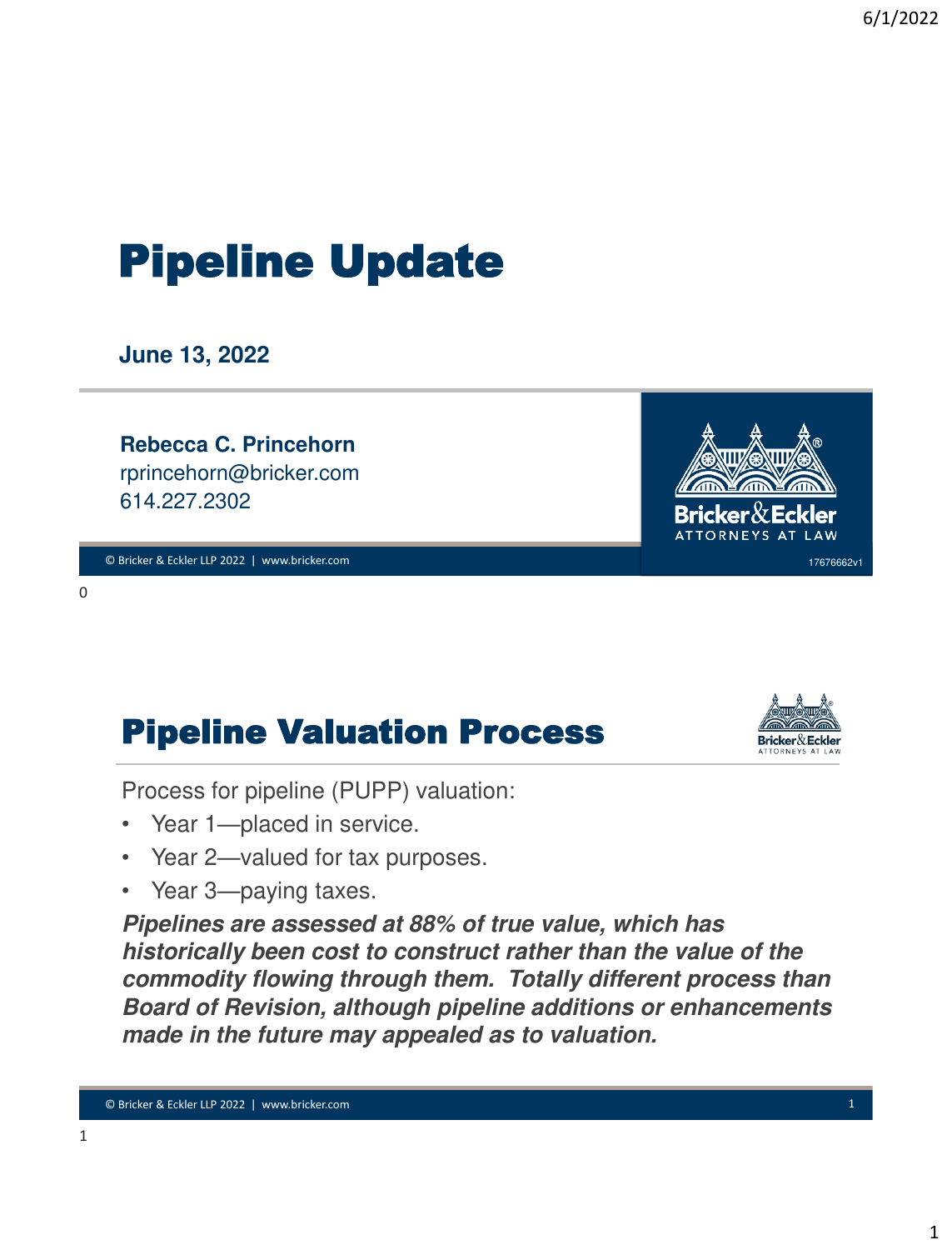# Pipeline Update

**June 13, 2022**

**Rebecca C. Princehorn**
rprincehorn@bricker.com
614.227.2302

© Bricker & Eckler LLP 2022 | www.bricker.com

17676662v1

## Pipeline Valuation Process

Process for pipeline (PUPP) valuation:

- Year 1—placed in service.
- Year 2—valued for tax purposes.
- Year 3—paying taxes.

***Pipelines are assessed at 88% of true value, which has historically been cost to construct rather than the value of the commodity flowing through them. Totally different process than Board of Revision, although pipeline additions or enhancements made in the future may appealed as to valuation.***

© Bricker & Eckler LLP 2022 | www.bricker.com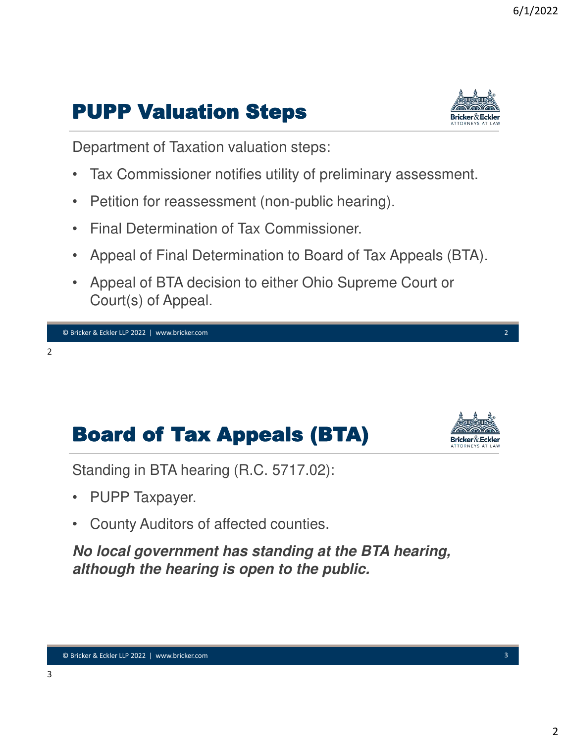## PUPP Valuation Steps

Department of Taxation valuation steps:

- Tax Commissioner notifies utility of preliminary assessment.
- Petition for reassessment (non-public hearing).
- Final Determination of Tax Commissioner.
- Appeal of Final Determination to Board of Tax Appeals (BTA).
- Appeal of BTA decision to either Ohio Supreme Court or Court(s) of Appeal.

## Board of Tax Appeals (BTA)

Standing in BTA hearing (R.C. 5717.02):

- PUPP Taxpayer.
- County Auditors of affected counties.

***No local government has standing at the BTA hearing, although the hearing is open to the public.***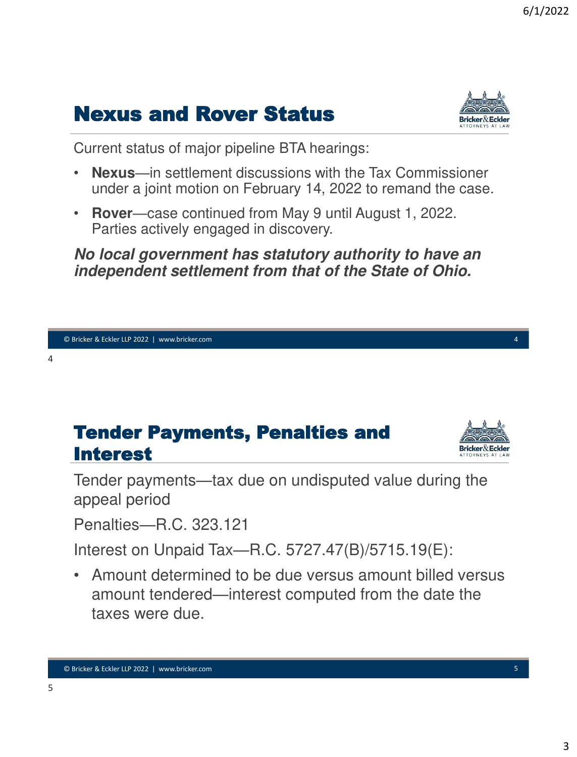## Nexus and Rover Status

Current status of major pipeline BTA hearings:

- **Nexus**—in settlement discussions with the Tax Commissioner under a joint motion on February 14, 2022 to remand the case.
- **Rover**—case continued from May 9 until August 1, 2022. Parties actively engaged in discovery.

***No local government has statutory authority to have an independent settlement from that of the State of Ohio.***

## Tender Payments, Penalties and Interest

Tender payments—tax due on undisputed value during the appeal period

Penalties—R.C. 323.121

Interest on Unpaid Tax—R.C. 5727.47(B)/5715.19(E):

- Amount determined to be due versus amount billed versus amount tendered—interest computed from the date the taxes were due.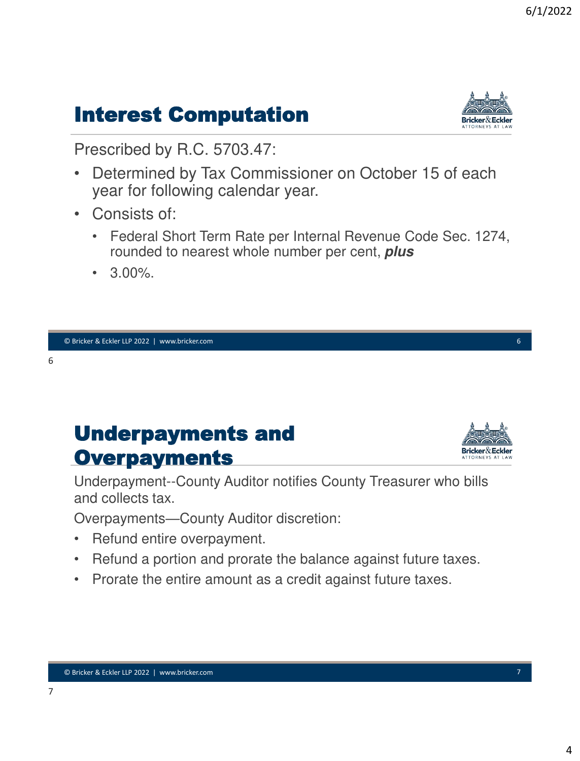## Interest Computation

Prescribed by R.C. 5703.47:

- Determined by Tax Commissioner on October 15 of each year for following calendar year.
- Consists of:
  - Federal Short Term Rate per Internal Revenue Code Sec. 1274, rounded to nearest whole number per cent, ***plus***
  - 3.00%.

## Underpayments and Overpayments

Underpayment--County Auditor notifies County Treasurer who bills and collects tax.

Overpayments—County Auditor discretion:

- Refund entire overpayment.
- Refund a portion and prorate the balance against future taxes.
- Prorate the entire amount as a credit against future taxes.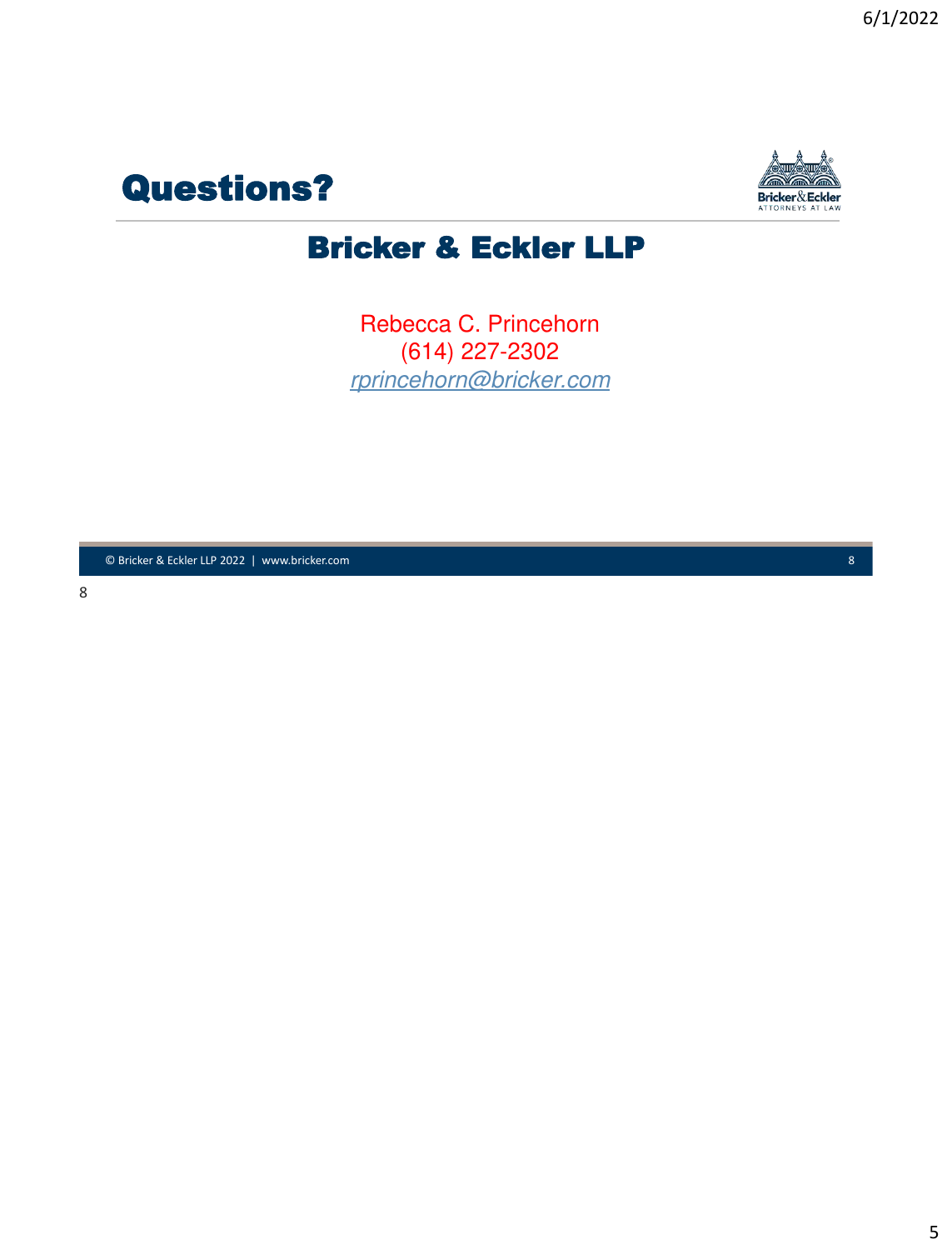# Questions?

## Bricker & Eckler LLP

Rebecca C. Princehorn
(614) 227-2302
*rprincehorn@bricker.com*

© Bricker & Eckler LLP 2022 | www.bricker.com